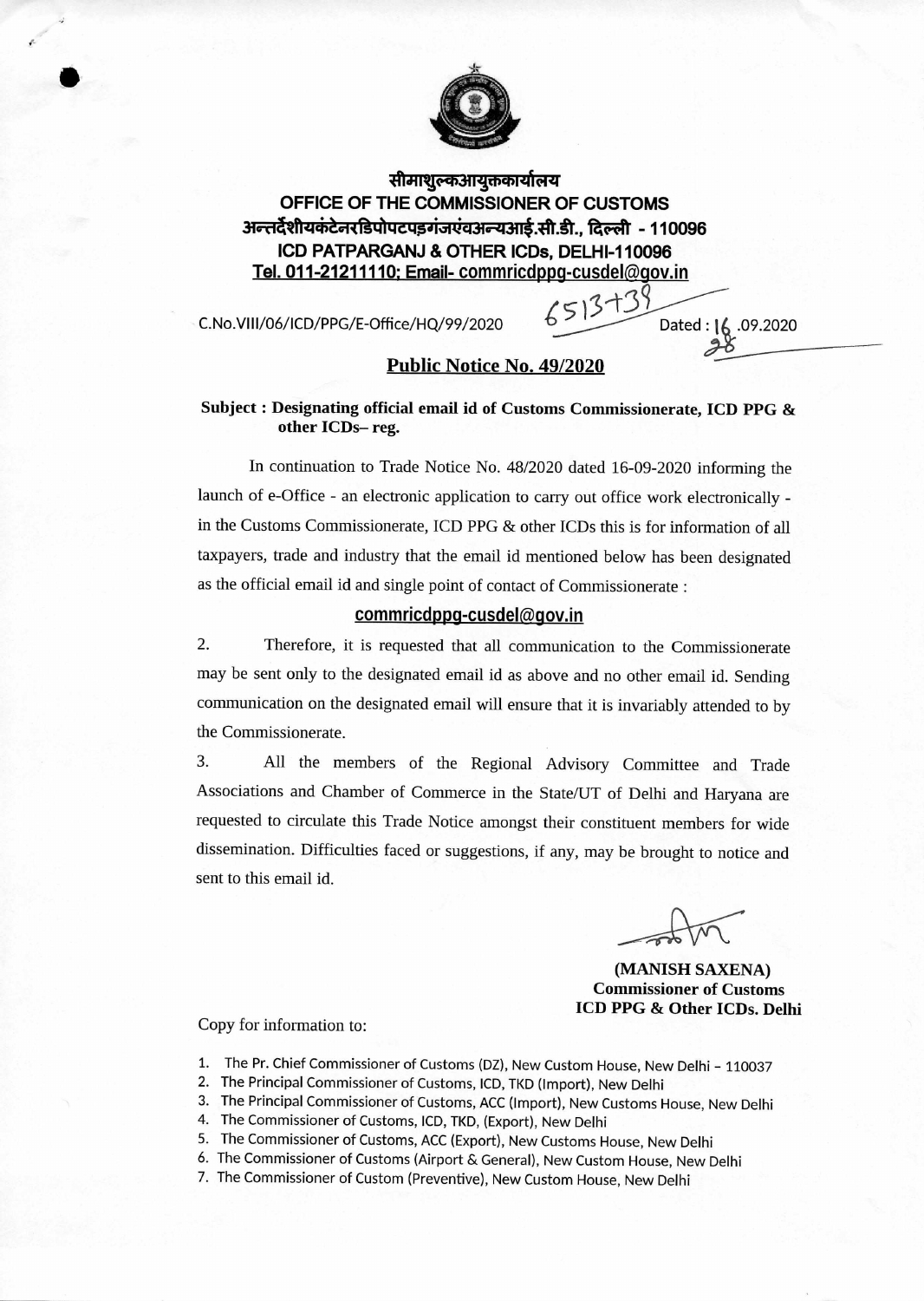# सीमाशुल्कआयुक्तकार्यालय
# OFFICE OF THE COMMISSIONER OF CUSTOMS
## अन्तर्देशीयकंटेनरडिपोपटपड़गंजएवंअन्यआई.सी.डी., दिल्ली - 110096
## ICD PATPARGANJ & OTHER ICDs, DELHI-110096
**Tel. 011-21211110; Email- commricdppg-cusdel@gov.in**

C.No.VIII/06/ICD/PPG/E-Office/HQ/99/2020 6513+39 Dated : 16 .09.2020

## Public Notice No. 49/2020

**Subject : Designating official email id of Customs Commissionerate, ICD PPG & other ICDs– reg.**

In continuation to Trade Notice No. 48/2020 dated 16-09-2020 informing the launch of e-Office - an electronic application to carry out office work electronically - in the Customs Commissionerate, ICD PPG & other ICDs this is for information of all taxpayers, trade and industry that the email id mentioned below has been designated as the official email id and single point of contact of Commissionerate :

**commricdppg-cusdel@gov.in**

2. Therefore, it is requested that all communication to the Commissionerate may be sent only to the designated email id as above and no other email id. Sending communication on the designated email will ensure that it is invariably attended to by the Commissionerate.

3. All the members of the Regional Advisory Committee and Trade Associations and Chamber of Commerce in the State/UT of Delhi and Haryana are requested to circulate this Trade Notice amongst their constituent members for wide dissemination. Difficulties faced or suggestions, if any, may be brought to notice and sent to this email id.

**(MANISH SAXENA)**
**Commissioner of Customs**
**ICD PPG & Other ICDs. Delhi**

Copy for information to:

1. The Pr. Chief Commissioner of Customs (DZ), New Custom House, New Delhi – 110037
2. The Principal Commissioner of Customs, ICD, TKD (Import), New Delhi
3. The Principal Commissioner of Customs, ACC (Import), New Customs House, New Delhi
4. The Commissioner of Customs, ICD, TKD, (Export), New Delhi
5. The Commissioner of Customs, ACC (Export), New Customs House, New Delhi
6. The Commissioner of Customs (Airport & General), New Custom House, New Delhi
7. The Commissioner of Custom (Preventive), New Custom House, New Delhi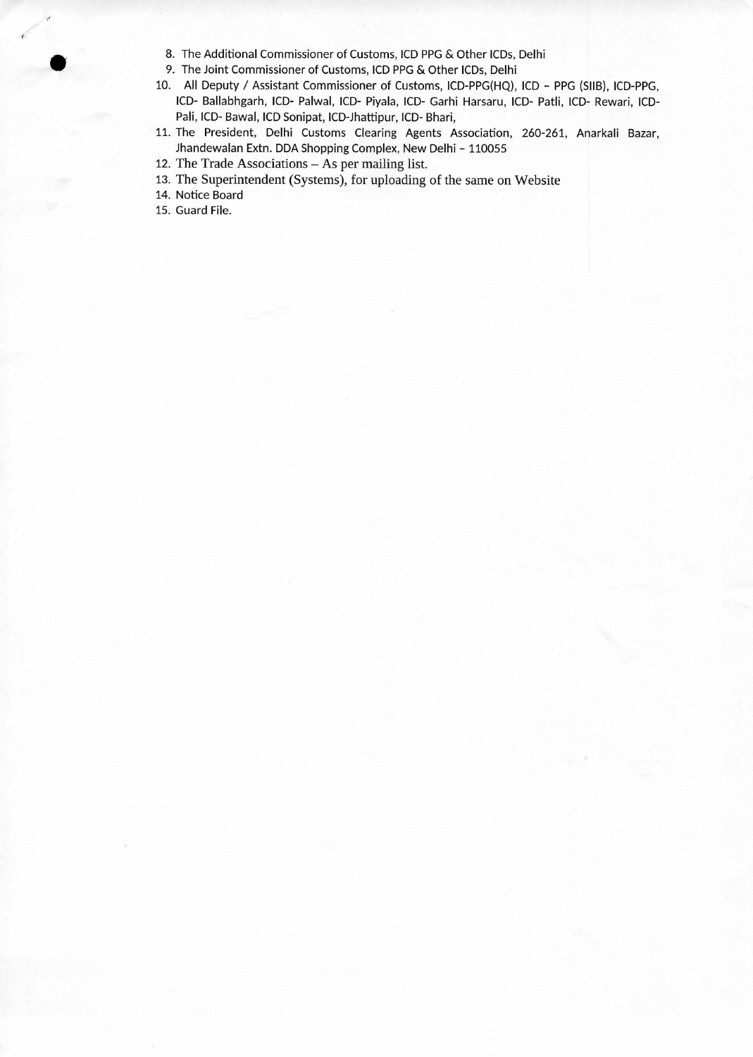8. The Additional Commissioner of Customs, ICD PPG & Other ICDs, Delhi
9. The Joint Commissioner of Customs, ICD PPG & Other ICDs, Delhi
10. All Deputy / Assistant Commissioner of Customs, ICD-PPG(HQ), ICD – PPG (SIIB), ICD-PPG, ICD- Ballabhgarh, ICD- Palwal, ICD- Piyala, ICD- Garhi Harsaru, ICD- Patli, ICD- Rewari, ICD- Pali, ICD- Bawal, ICD Sonipat, ICD-Jhattipur, ICD- Bhari,
11. The President, Delhi Customs Clearing Agents Association, 260-261, Anarkali Bazar, Jhandewalan Extn. DDA Shopping Complex, New Delhi – 110055
12. The Trade Associations – As per mailing list.
13. The Superintendent (Systems), for uploading of the same on Website
14. Notice Board
15. Guard File.